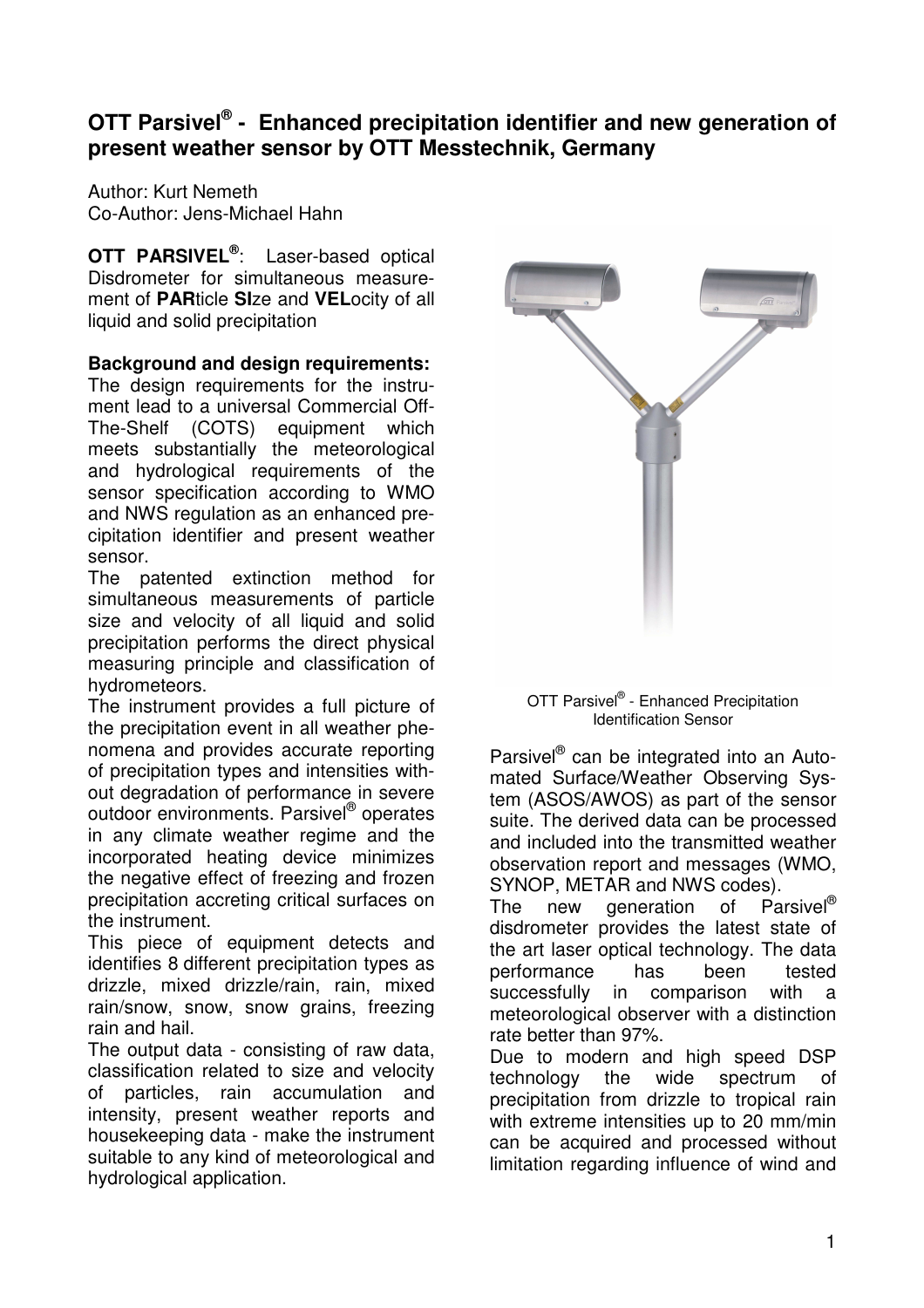# OTT Parsivel® - Enhanced precipitation identifier and new generation of present weather sensor by OTT Messtechnik, Germany

Author: Kurt Nemeth
Co-Author: Jens-Michael Hahn

**OTT PARSIVEL®**: Laser-based optical Disdrometer for simultaneous measurement of **PAR**ticle **SI**ze and **VEL**ocity of all liquid and solid precipitation

**Background and design requirements:**

The design requirements for the instrument lead to a universal Commercial Off-The-Shelf (COTS) equipment which meets substantially the meteorological and hydrological requirements of the sensor specification according to WMO and NWS regulation as an enhanced precipitation identifier and present weather sensor.

The patented extinction method for simultaneous measurements of particle size and velocity of all liquid and solid precipitation performs the direct physical measuring principle and classification of hydrometeors.

The instrument provides a full picture of the precipitation event in all weather phenomena and provides accurate reporting of precipitation types and intensities without degradation of performance in severe outdoor environments. Parsivel® operates in any climate weather regime and the incorporated heating device minimizes the negative effect of freezing and frozen precipitation accreting critical surfaces on the instrument.

This piece of equipment detects and identifies 8 different precipitation types as drizzle, mixed drizzle/rain, rain, mixed rain/snow, snow, snow grains, freezing rain and hail.

The output data - consisting of raw data, classification related to size and velocity of particles, rain accumulation and intensity, present weather reports and housekeeping data - make the instrument suitable to any kind of meteorological and hydrological application.

OTT Parsivel® - Enhanced Precipitation Identification Sensor

Parsivel® can be integrated into an Automated Surface/Weather Observing System (ASOS/AWOS) as part of the sensor suite. The derived data can be processed and included into the transmitted weather observation report and messages (WMO, SYNOP, METAR and NWS codes).

The new generation of Parsivel® disdrometer provides the latest state of the art laser optical technology. The data performance has been tested successfully in comparison with a meteorological observer with a distinction rate better than 97%.

Due to modern and high speed DSP technology the wide spectrum of precipitation from drizzle to tropical rain with extreme intensities up to 20 mm/min can be acquired and processed without limitation regarding influence of wind and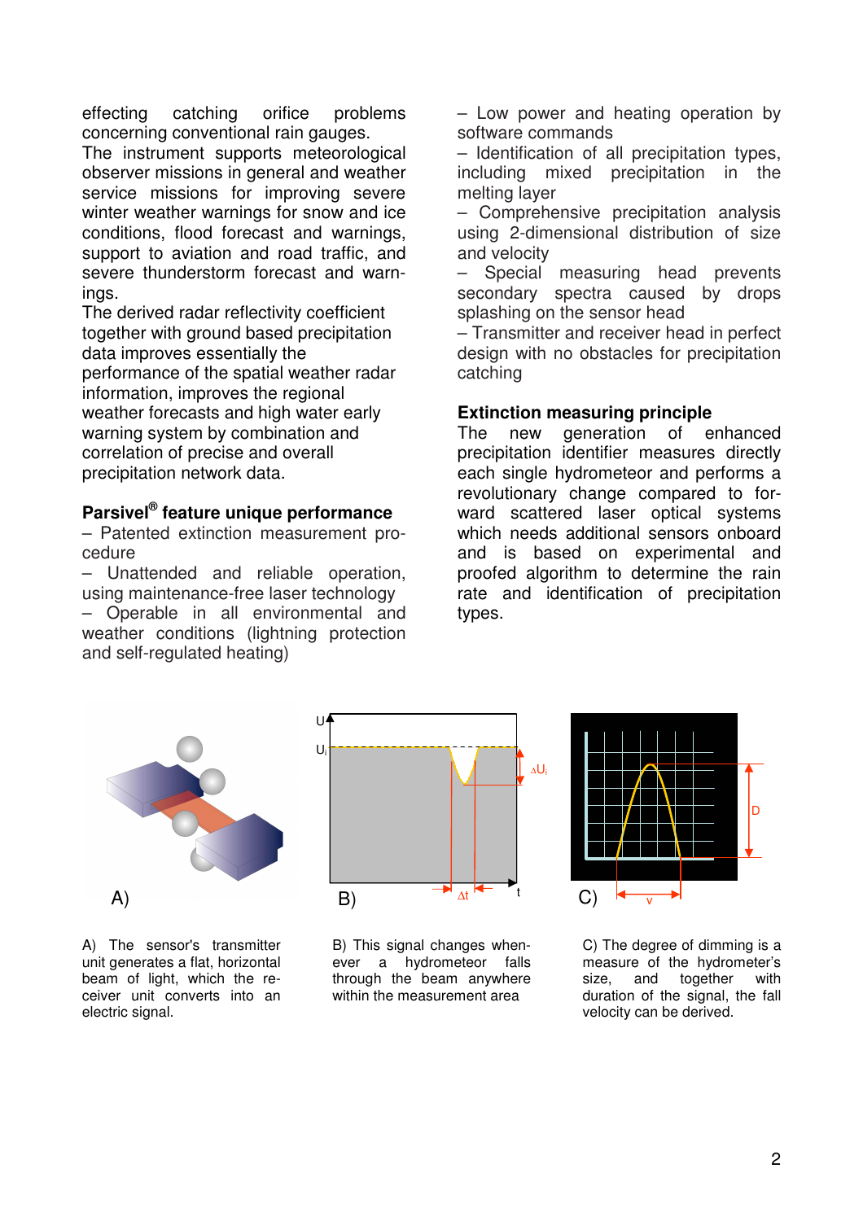effecting catching orifice problems concerning conventional rain gauges.

The instrument supports meteorological observer missions in general and weather service missions for improving severe winter weather warnings for snow and ice conditions, flood forecast and warnings, support to aviation and road traffic, and severe thunderstorm forecast and warnings.

The derived radar reflectivity coefficient together with ground based precipitation data improves essentially the performance of the spatial weather radar information, improves the regional weather forecasts and high water early warning system by combination and correlation of precise and overall precipitation network data.

## Parsivel® feature unique performance

- Patented extinction measurement procedure
- Unattended and reliable operation, using maintenance-free laser technology
- Operable in all environmental and weather conditions (lightning protection and self-regulated heating)
- Low power and heating operation by software commands
- Identification of all precipitation types, including mixed precipitation in the melting layer
- Comprehensive precipitation analysis using 2-dimensional distribution of size and velocity
- Special measuring head prevents secondary spectra caused by drops splashing on the sensor head
- Transmitter and receiver head in perfect design with no obstacles for precipitation catching

## Extinction measuring principle

The new generation of enhanced precipitation identifier measures directly each single hydrometeor and performs a revolutionary change compared to forward scattered laser optical systems which needs additional sensors onboard and is based on experimental and proofed algorithm to determine the rain rate and identification of precipitation types.

A) The sensor's transmitter unit generates a flat, horizontal beam of light, which the receiver unit converts into an electric signal.

B) This signal changes whenever a hydrometeor falls through the beam anywhere within the measurement area

C) The degree of dimming is a measure of the hydrometer's size, and together with duration of the signal, the fall velocity can be derived.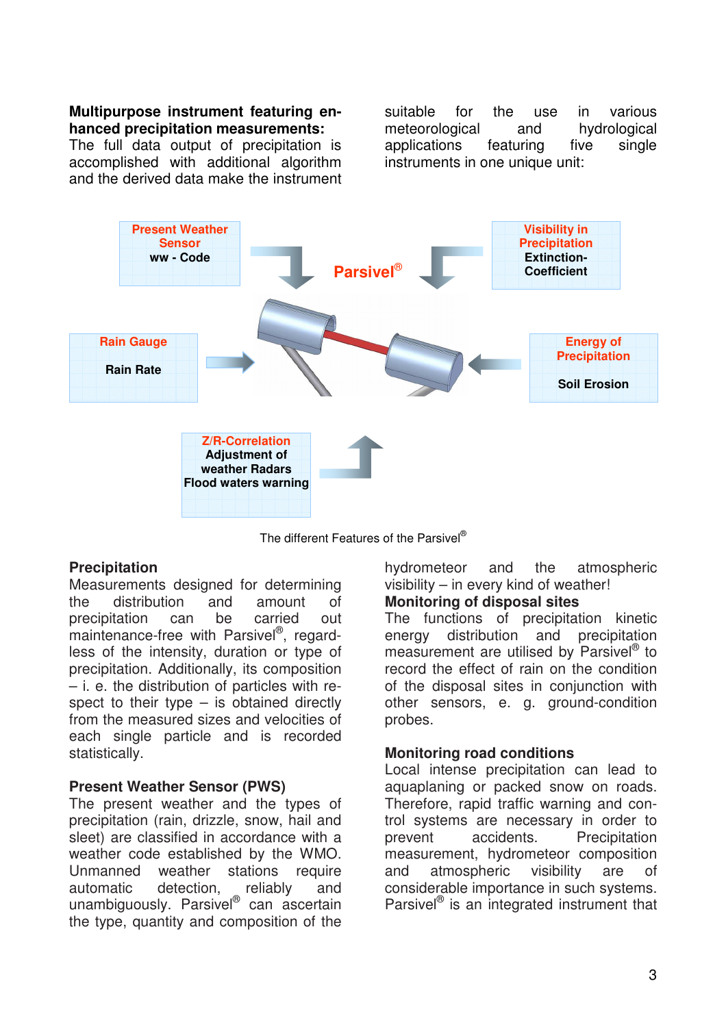**Multipurpose instrument featuring enhanced precipitation measurements:** The full data output of precipitation is accomplished with additional algorithm and the derived data make the instrument suitable for the use in various meteorological and hydrological applications featuring five single instruments in one unique unit:

Present Weather Sensor
ww - Code

Visibility in Precipitation
Extinction-Coefficient

Parsivel®

Rain Gauge
Rain Rate

Energy of Precipitation
Soil Erosion

Z/R-Correlation
Adjustment of weather Radars
Flood waters warning

The different Features of the Parsivel®

## Precipitation

Measurements designed for determining the distribution and amount of precipitation can be carried out maintenance-free with Parsivel®, regardless of the intensity, duration or type of precipitation. Additionally, its composition – i. e. the distribution of particles with respect to their type – is obtained directly from the measured sizes and velocities of each single particle and is recorded statistically.

## Present Weather Sensor (PWS)

The present weather and the types of precipitation (rain, drizzle, snow, hail and sleet) are classified in accordance with a weather code established by the WMO. Unmanned weather stations require automatic detection, reliably and unambiguously. Parsivel® can ascertain the type, quantity and composition of the hydrometeor and the atmospheric visibility – in every kind of weather!

## Monitoring of disposal sites

The functions of precipitation kinetic energy distribution and precipitation measurement are utilised by Parsivel® to record the effect of rain on the condition of the disposal sites in conjunction with other sensors, e. g. ground-condition probes.

## Monitoring road conditions

Local intense precipitation can lead to aquaplaning or packed snow on roads. Therefore, rapid traffic warning and control systems are necessary in order to prevent accidents. Precipitation measurement, hydrometeor composition and atmospheric visibility are of considerable importance in such systems. Parsivel® is an integrated instrument that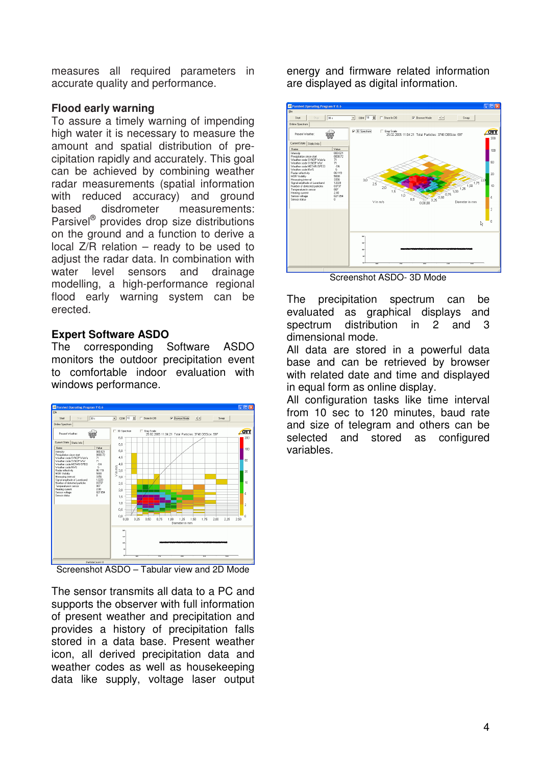measures all required parameters in accurate quality and performance.

## Flood early warning

To assure a timely warning of impending high water it is necessary to measure the amount and spatial distribution of precipitation rapidly and accurately. This goal can be achieved by combining weather radar measurements (spatial information with reduced accuracy) and ground based disdrometer measurements: Parsivel® provides drop size distributions on the ground and a function to derive a local Z/R relation – ready to be used to adjust the radar data. In combination with water level sensors and drainage modelling, a high-performance regional flood early warning system can be erected.

## Expert Software ASDO

The corresponding Software ASDO monitors the outdoor precipitation event to comfortable indoor evaluation with windows performance.

Screenshot ASDO – Tabular view and 2D Mode

The sensor transmits all data to a PC and supports the observer with full information of present weather and precipitation and provides a history of precipitation falls stored in a data base. Present weather icon, all derived precipitation data and weather codes as well as housekeeping data like supply, voltage laser output energy and firmware related information are displayed as digital information.

Screenshot ASDO- 3D Mode

The precipitation spectrum can be evaluated as graphical displays and spectrum distribution in 2 and 3 dimensional mode.

All data are stored in a powerful data base and can be retrieved by browser with related date and time and displayed in equal form as online display.

All configuration tasks like time interval from 10 sec to 120 minutes, baud rate and size of telegram and others can be selected and stored as configured variables.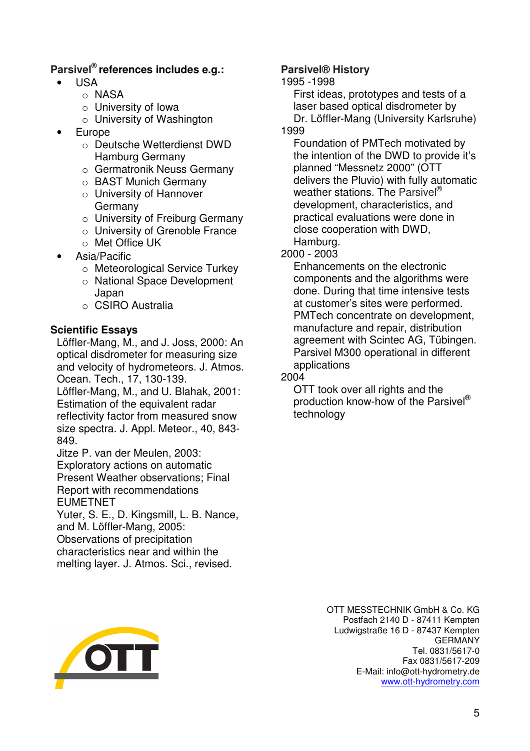## Parsivel® references includes e.g.:

- USA
  - NASA
  - University of Iowa
  - University of Washington
- Europe
  - Deutsche Wetterdienst DWD Hamburg Germany
  - Germatronik Neuss Germany
  - BAST Munich Germany
  - University of Hannover Germany
  - University of Freiburg Germany
  - University of Grenoble France
  - Met Office UK
- Asia/Pacific
  - Meteorological Service Turkey
  - National Space Development Japan
  - CSIRO Australia

## Scientific Essays

Löffler-Mang, M., and J. Joss, 2000: An optical disdrometer for measuring size and velocity of hydrometeors. J. Atmos. Ocean. Tech., 17, 130-139.

Löffler-Mang, M., and U. Blahak, 2001: Estimation of the equivalent radar reflectivity factor from measured snow size spectra. J. Appl. Meteor., 40, 843-849.

Jitze P. van der Meulen, 2003: Exploratory actions on automatic Present Weather observations; Final Report with recommendations EUMETNET

Yuter, S. E., D. Kingsmill, L. B. Nance, and M. Löffler-Mang, 2005: Observations of precipitation characteristics near and within the melting layer. J. Atmos. Sci., revised.

## Parsivel® History

1995 -1998

First ideas, prototypes and tests of a laser based optical disdrometer by Dr. Löffler-Mang (University Karlsruhe)

1999

Foundation of PMTech motivated by the intention of the DWD to provide it's planned "Messnetz 2000" (OTT delivers the Pluvio) with fully automatic weather stations. The Parsivel® development, characteristics, and practical evaluations were done in close cooperation with DWD, Hamburg.

2000 - 2003

Enhancements on the electronic components and the algorithms were done. During that time intensive tests at customer's sites were performed. PMTech concentrate on development, manufacture and repair, distribution agreement with Scintec AG, Tübingen. Parsivel M300 operational in different applications

2004

OTT took over all rights and the production know-how of the Parsivel® technology

OTT

OTT MESSTECHNIK GmbH & Co. KG
Postfach 2140 D - 87411 Kempten
Ludwigstraße 16 D - 87437 Kempten
GERMANY
Tel. 0831/5617-0
Fax 0831/5617-209
E-Mail: info@ott-hydrometry.de
www.ott-hydrometry.com